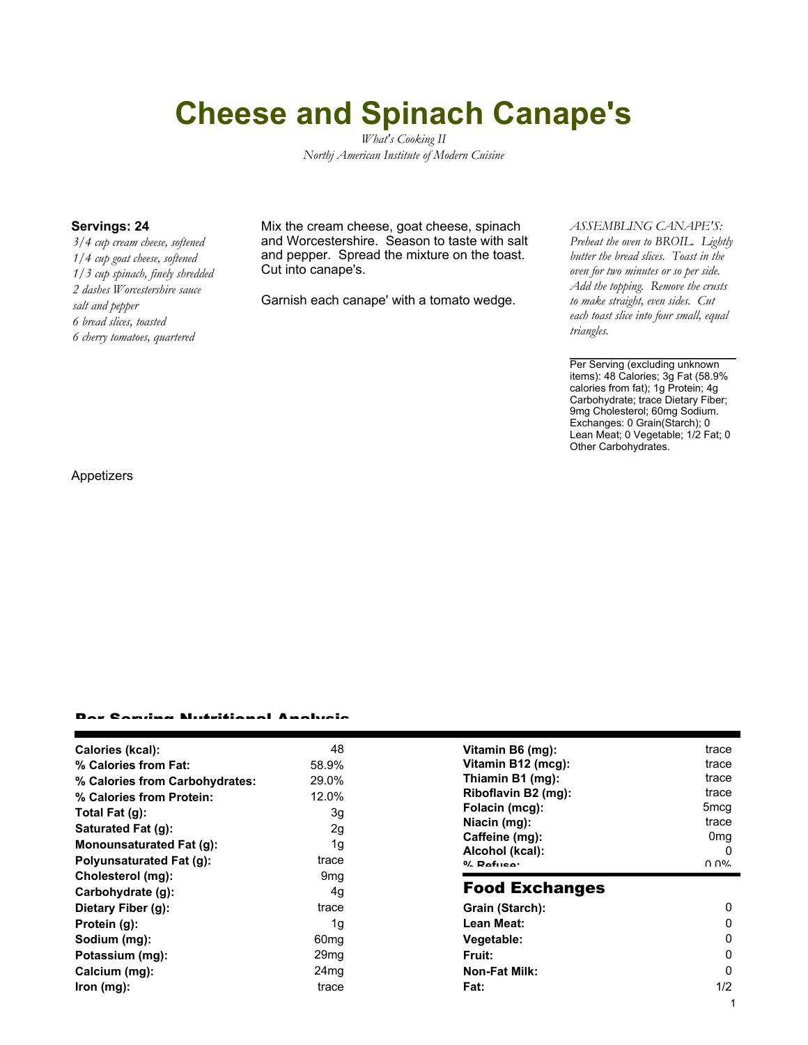# Cheese and Spinach Canape's

*What's Cooking II*
*Northj American Institute of Modern Cuisine*

**Servings: 24**

*3/4 cup cream cheese, softened*
*1/4 cup goat cheese, softened*
*1/3 cup spinach, finely shredded*
*2 dashes Worcestershire sauce*
*salt and pepper*
*6 bread slices, toasted*
*6 cherry tomatoes, quartered*

Mix the cream cheese, goat cheese, spinach and Worcestershire. Season to taste with salt and pepper. Spread the mixture on the toast. Cut into canape's.

Garnish each canape' with a tomato wedge.

*ASSEMBLING CANAPE'S: Preheat the oven to BROIL. Lightly butter the bread slices. Toast in the oven for two minutes or so per side. Add the topping. Remove the crusts to make straight, even sides. Cut each toast slice into four small, equal triangles.*

Per Serving (excluding unknown items): 48 Calories; 3g Fat (58.9% calories from fat); 1g Protein; 4g Carbohydrate; trace Dietary Fiber; 9mg Cholesterol; 60mg Sodium. Exchanges: 0 Grain(Starch); 0 Lean Meat; 0 Vegetable; 1/2 Fat; 0 Other Carbohydrates.

Appetizers

## Per Serving Nutritional Analysis

| | |
|---|---|
| **Calories (kcal):** | 48 |
| **% Calories from Fat:** | 58.9% |
| **% Calories from Carbohydrates:** | 29.0% |
| **% Calories from Protein:** | 12.0% |
| **Total Fat (g):** | 3g |
| **Saturated Fat (g):** | 2g |
| **Monounsaturated Fat (g):** | 1g |
| **Polyunsaturated Fat (g):** | trace |
| **Cholesterol (mg):** | 9mg |
| **Carbohydrate (g):** | 4g |
| **Dietary Fiber (g):** | trace |
| **Protein (g):** | 1g |
| **Sodium (mg):** | 60mg |
| **Potassium (mg):** | 29mg |
| **Calcium (mg):** | 24mg |
| **Iron (mg):** | trace |

| | |
|---|---|
| **Vitamin B6 (mg):** | trace |
| **Vitamin B12 (mcg):** | trace |
| **Thiamin B1 (mg):** | trace |
| **Riboflavin B2 (mg):** | trace |
| **Folacin (mcg):** | 5mcg |
| **Niacin (mg):** | trace |
| **Caffeine (mg):** | 0mg |
| **Alcohol (kcal):** | 0 |
| **% Refuse:** | 0.0% |

## Food Exchanges

| | |
|---|---|
| **Grain (Starch):** | 0 |
| **Lean Meat:** | 0 |
| **Vegetable:** | 0 |
| **Fruit:** | 0 |
| **Non-Fat Milk:** | 0 |
| **Fat:** | 1/2 |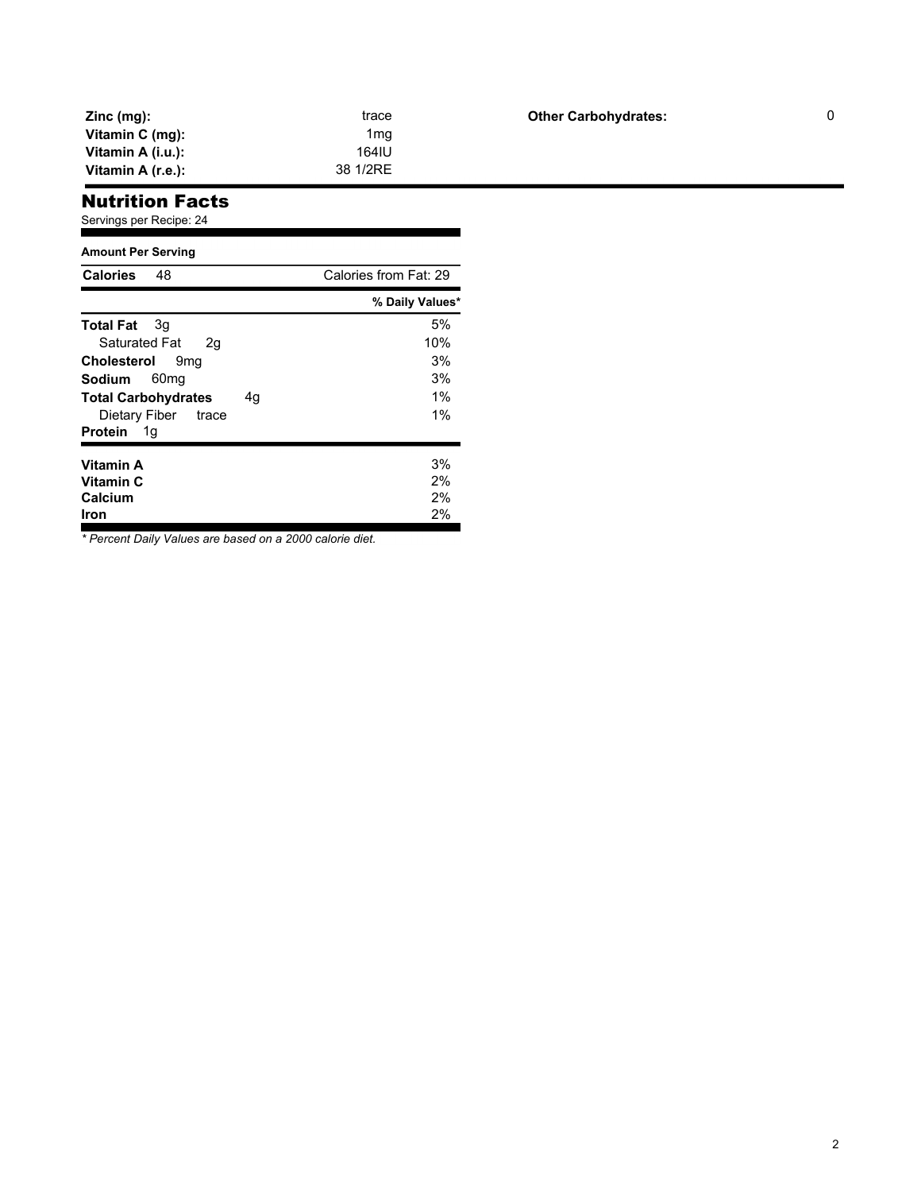| | |
|---|---|
| **Zinc (mg):** | trace |
| **Vitamin C (mg):** | 1mg |
| **Vitamin A (i.u.):** | 164IU |
| **Vitamin A (r.e.):** | 38 1/2RE |

| | |
|---|---|
| **Other Carbohydrates:** | 0 |

## Nutrition Facts

Servings per Recipe: 24

**Amount Per Serving**

| | |
|---|---|
| **Calories** 48 | Calories from Fat: 29 |
| | **% Daily Values*** |
| **Total Fat** 3g | 5% |
| Saturated Fat 2g | 10% |
| **Cholesterol** 9mg | 3% |
| **Sodium** 60mg | 3% |
| **Total Carbohydrates** 4g | 1% |
| Dietary Fiber trace | 1% |
| **Protein** 1g | |
| **Vitamin A** | 3% |
| **Vitamin C** | 2% |
| **Calcium** | 2% |
| **Iron** | 2% |

*\* Percent Daily Values are based on a 2000 calorie diet.*